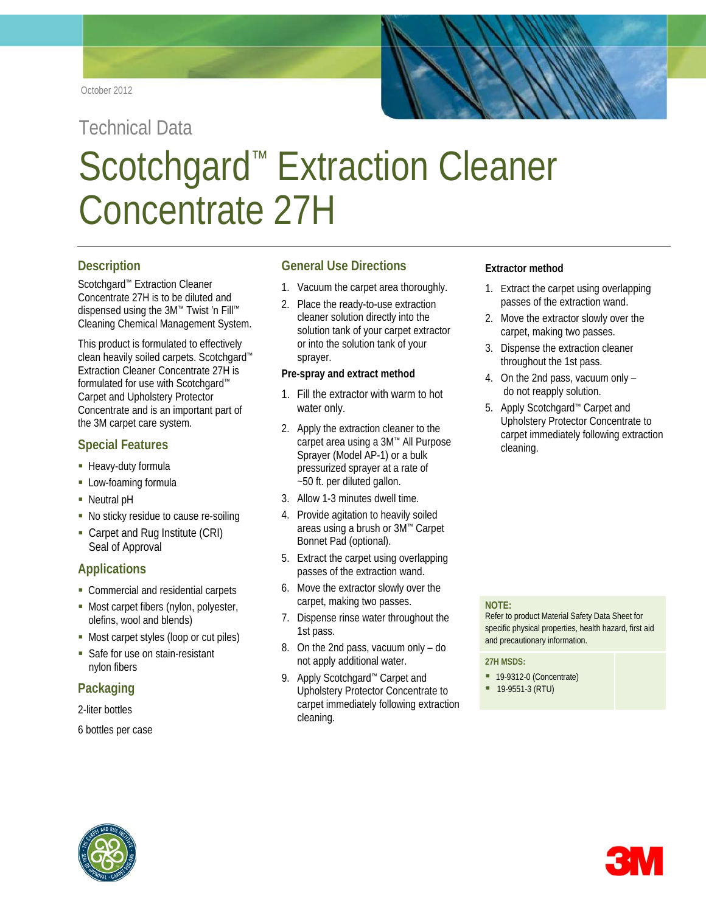October 2012

Technical Data

# Scotchgard™ Extraction Cleaner Concentrate 27H

## Description

Scotchgard™ Extraction Cleaner Concentrate 27H is to be diluted and dispensed using the 3M™ Twist 'n Fill™ Cleaning Chemical Management System.

This product is formulated to effectively clean heavily soiled carpets. Scotchgard™ Extraction Cleaner Concentrate 27H is formulated for use with Scotchgard™ Carpet and Upholstery Protector Concentrate and is an important part of the 3M carpet care system.

## Special Features

- Heavy-duty formula
- Low-foaming formula
- Neutral pH
- No sticky residue to cause re-soiling
- Carpet and Rug Institute (CRI) Seal of Approval

## Applications

- Commercial and residential carpets
- Most carpet fibers (nylon, polyester, olefins, wool and blends)
- Most carpet styles (loop or cut piles)
- Safe for use on stain-resistant nylon fibers

## Packaging

2-liter bottles

6 bottles per case

## General Use Directions

1. Vacuum the carpet area thoroughly.
2. Place the ready-to-use extraction cleaner solution directly into the solution tank of your carpet extractor or into the solution tank of your sprayer.

### Pre-spray and extract method

1. Fill the extractor with warm to hot water only.
2. Apply the extraction cleaner to the carpet area using a 3M™ All Purpose Sprayer (Model AP-1) or a bulk pressurized sprayer at a rate of ~50 ft. per diluted gallon.
3. Allow 1-3 minutes dwell time.
4. Provide agitation to heavily soiled areas using a brush or 3M™ Carpet Bonnet Pad (optional).
5. Extract the carpet using overlapping passes of the extraction wand.
6. Move the extractor slowly over the carpet, making two passes.
7. Dispense rinse water throughout the 1st pass.
8. On the 2nd pass, vacuum only – do not apply additional water.
9. Apply Scotchgard™ Carpet and Upholstery Protector Concentrate to carpet immediately following extraction cleaning.

### Extractor method

1. Extract the carpet using overlapping passes of the extraction wand.
2. Move the extractor slowly over the carpet, making two passes.
3. Dispense the extraction cleaner throughout the 1st pass.
4. On the 2nd pass, vacuum only – do not reapply solution.
5. Apply Scotchgard™ Carpet and Upholstery Protector Concentrate to carpet immediately following extraction cleaning.

**NOTE:**
Refer to product Material Safety Data Sheet for specific physical properties, health hazard, first aid and precautionary information.

**27H MSDS:**

- 19-9312-0 (Concentrate)
- 19-9551-3 (RTU)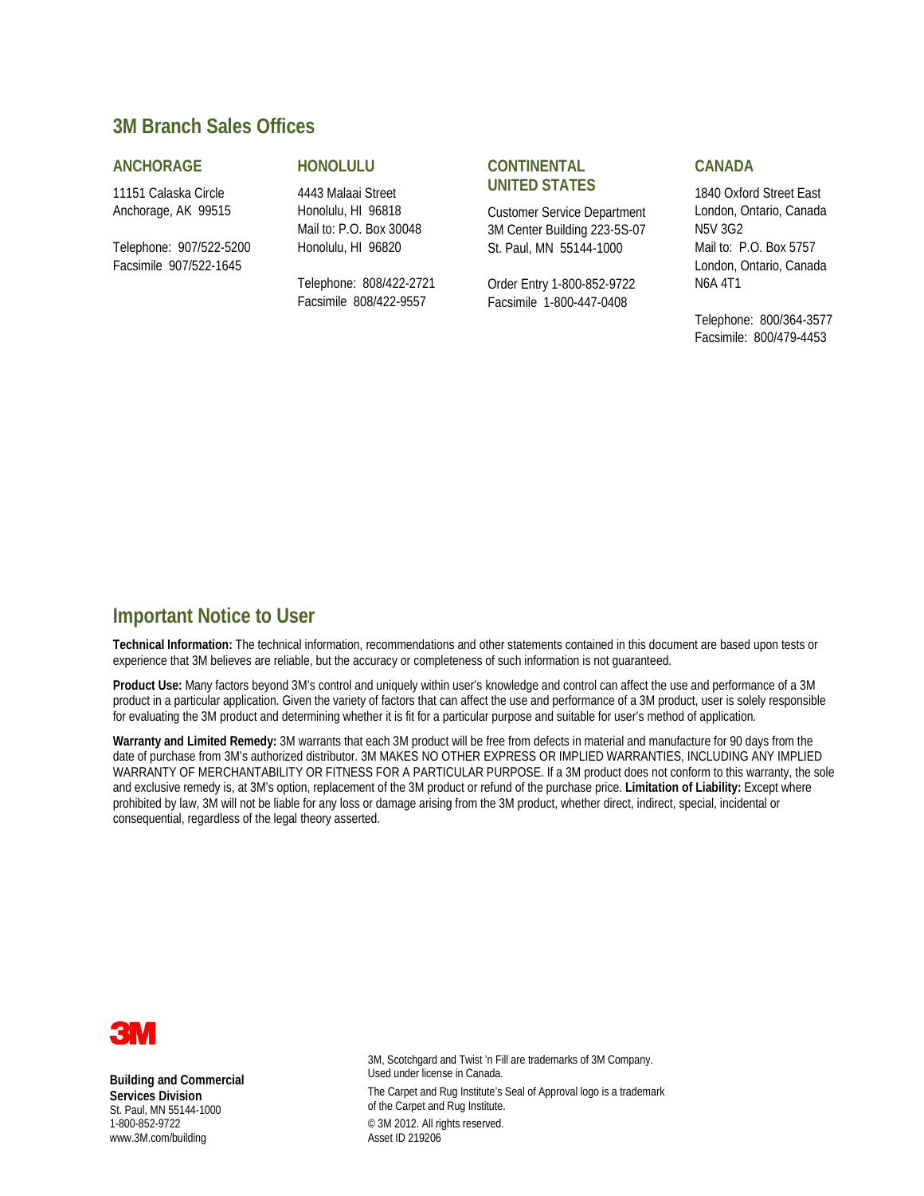## 3M Branch Sales Offices

### ANCHORAGE

11151 Calaska Circle
Anchorage, AK 99515

Telephone: 907/522-5200
Facsimile 907/522-1645

### HONOLULU

4443 Malaai Street
Honolulu, HI 96818
Mail to: P.O. Box 30048
Honolulu, HI 96820

Telephone: 808/422-2721
Facsimile 808/422-9557

### CONTINENTAL UNITED STATES

Customer Service Department
3M Center Building 223-5S-07
St. Paul, MN 55144-1000

Order Entry 1-800-852-9722
Facsimile 1-800-447-0408

### CANADA

1840 Oxford Street East
London, Ontario, Canada
N5V 3G2
Mail to: P.O. Box 5757
London, Ontario, Canada
N6A 4T1

Telephone: 800/364-3577
Facsimile: 800/479-4453

## Important Notice to User

**Technical Information:** The technical information, recommendations and other statements contained in this document are based upon tests or experience that 3M believes are reliable, but the accuracy or completeness of such information is not guaranteed.

**Product Use:** Many factors beyond 3M's control and uniquely within user's knowledge and control can affect the use and performance of a 3M product in a particular application. Given the variety of factors that can affect the use and performance of a 3M product, user is solely responsible for evaluating the 3M product and determining whether it is fit for a particular purpose and suitable for user's method of application.

**Warranty and Limited Remedy:** 3M warrants that each 3M product will be free from defects in material and manufacture for 90 days from the date of purchase from 3M's authorized distributor. 3M MAKES NO OTHER EXPRESS OR IMPLIED WARRANTIES, INCLUDING ANY IMPLIED WARRANTY OF MERCHANTABILITY OR FITNESS FOR A PARTICULAR PURPOSE. If a 3M product does not conform to this warranty, the sole and exclusive remedy is, at 3M's option, replacement of the 3M product or refund of the purchase price. **Limitation of Liability:** Except where prohibited by law, 3M will not be liable for any loss or damage arising from the 3M product, whether direct, indirect, special, incidental or consequential, regardless of the legal theory asserted.

3M

**Building and Commercial Services Division**
St. Paul, MN 55144-1000
1-800-852-9722
www.3M.com/building

3M, Scotchgard and Twist 'n Fill are trademarks of 3M Company. Used under license in Canada.

The Carpet and Rug Institute's Seal of Approval logo is a trademark of the Carpet and Rug Institute.

© 3M 2012. All rights reserved.
Asset ID 219206